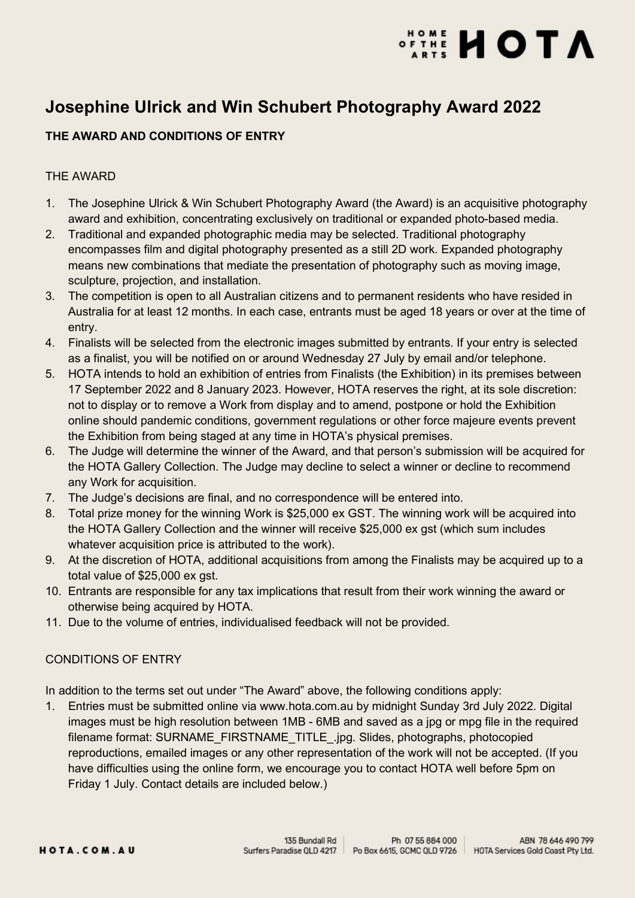# Josephine Ulrick and Win Schubert Photography Award 2022

**THE AWARD AND CONDITIONS OF ENTRY**

THE AWARD

1. The Josephine Ulrick & Win Schubert Photography Award (the Award) is an acquisitive photography award and exhibition, concentrating exclusively on traditional or expanded photo-based media.
2. Traditional and expanded photographic media may be selected. Traditional photography encompasses film and digital photography presented as a still 2D work. Expanded photography means new combinations that mediate the presentation of photography such as moving image, sculpture, projection, and installation.
3. The competition is open to all Australian citizens and to permanent residents who have resided in Australia for at least 12 months. In each case, entrants must be aged 18 years or over at the time of entry.
4. Finalists will be selected from the electronic images submitted by entrants. If your entry is selected as a finalist, you will be notified on or around Wednesday 27 July by email and/or telephone.
5. HOTA intends to hold an exhibition of entries from Finalists (the Exhibition) in its premises between 17 September 2022 and 8 January 2023. However, HOTA reserves the right, at its sole discretion: not to display or to remove a Work from display and to amend, postpone or hold the Exhibition online should pandemic conditions, government regulations or other force majeure events prevent the Exhibition from being staged at any time in HOTA's physical premises.
6. The Judge will determine the winner of the Award, and that person's submission will be acquired for the HOTA Gallery Collection. The Judge may decline to select a winner or decline to recommend any Work for acquisition.
7. The Judge's decisions are final, and no correspondence will be entered into.
8. Total prize money for the winning Work is $25,000 ex GST. The winning work will be acquired into the HOTA Gallery Collection and the winner will receive $25,000 ex gst (which sum includes whatever acquisition price is attributed to the work).
9. At the discretion of HOTA, additional acquisitions from among the Finalists may be acquired up to a total value of $25,000 ex gst.
10. Entrants are responsible for any tax implications that result from their work winning the award or otherwise being acquired by HOTA.
11. Due to the volume of entries, individualised feedback will not be provided.

CONDITIONS OF ENTRY

In addition to the terms set out under "The Award" above, the following conditions apply:

1. Entries must be submitted online via www.hota.com.au by midnight Sunday 3rd July 2022. Digital images must be high resolution between 1MB - 6MB and saved as a jpg or mpg file in the required filename format: SURNAME_FIRSTNAME_TITLE_.jpg. Slides, photographs, photocopied reproductions, emailed images or any other representation of the work will not be accepted. (If you have difficulties using the online form, we encourage you to contact HOTA well before 5pm on Friday 1 July. Contact details are included below.)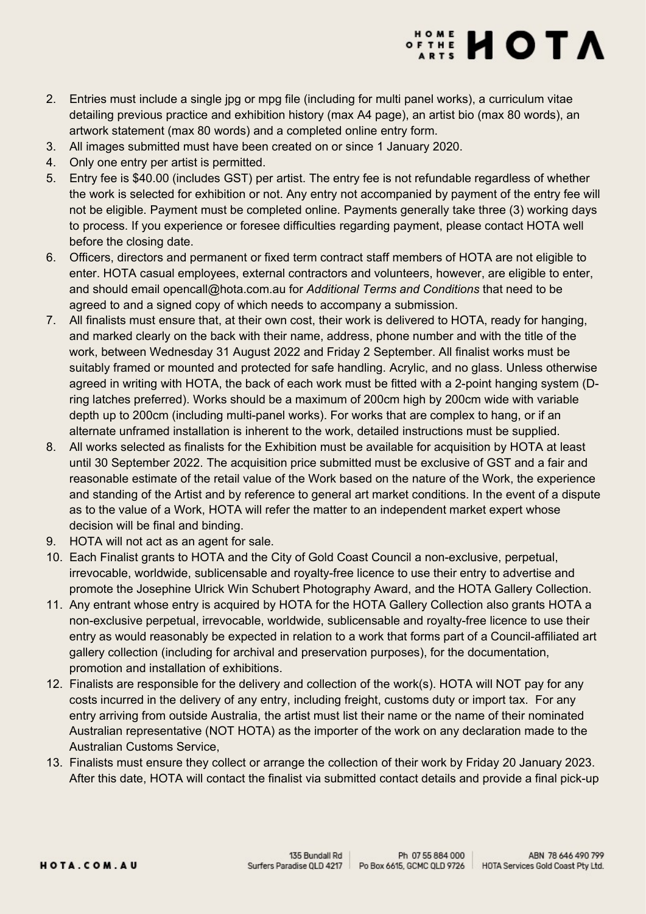2. Entries must include a single jpg or mpg file (including for multi panel works), a curriculum vitae detailing previous practice and exhibition history (max A4 page), an artist bio (max 80 words), an artwork statement (max 80 words) and a completed online entry form.
3. All images submitted must have been created on or since 1 January 2020.
4. Only one entry per artist is permitted.
5. Entry fee is $40.00 (includes GST) per artist. The entry fee is not refundable regardless of whether the work is selected for exhibition or not. Any entry not accompanied by payment of the entry fee will not be eligible. Payment must be completed online. Payments generally take three (3) working days to process. If you experience or foresee difficulties regarding payment, please contact HOTA well before the closing date.
6. Officers, directors and permanent or fixed term contract staff members of HOTA are not eligible to enter. HOTA casual employees, external contractors and volunteers, however, are eligible to enter, and should email opencall@hota.com.au for *Additional Terms and Conditions* that need to be agreed to and a signed copy of which needs to accompany a submission.
7. All finalists must ensure that, at their own cost, their work is delivered to HOTA, ready for hanging, and marked clearly on the back with their name, address, phone number and with the title of the work, between Wednesday 31 August 2022 and Friday 2 September. All finalist works must be suitably framed or mounted and protected for safe handling. Acrylic, and no glass. Unless otherwise agreed in writing with HOTA, the back of each work must be fitted with a 2-point hanging system (D-ring latches preferred). Works should be a maximum of 200cm high by 200cm wide with variable depth up to 200cm (including multi-panel works). For works that are complex to hang, or if an alternate unframed installation is inherent to the work, detailed instructions must be supplied.
8. All works selected as finalists for the Exhibition must be available for acquisition by HOTA at least until 30 September 2022. The acquisition price submitted must be exclusive of GST and a fair and reasonable estimate of the retail value of the Work based on the nature of the Work, the experience and standing of the Artist and by reference to general art market conditions. In the event of a dispute as to the value of a Work, HOTA will refer the matter to an independent market expert whose decision will be final and binding.
9. HOTA will not act as an agent for sale.
10. Each Finalist grants to HOTA and the City of Gold Coast Council a non-exclusive, perpetual, irrevocable, worldwide, sublicensable and royalty-free licence to use their entry to advertise and promote the Josephine Ulrick Win Schubert Photography Award, and the HOTA Gallery Collection.
11. Any entrant whose entry is acquired by HOTA for the HOTA Gallery Collection also grants HOTA a non-exclusive perpetual, irrevocable, worldwide, sublicensable and royalty-free licence to use their entry as would reasonably be expected in relation to a work that forms part of a Council-affiliated art gallery collection (including for archival and preservation purposes), for the documentation, promotion and installation of exhibitions.
12. Finalists are responsible for the delivery and collection of the work(s). HOTA will NOT pay for any costs incurred in the delivery of any entry, including freight, customs duty or import tax. For any entry arriving from outside Australia, the artist must list their name or the name of their nominated Australian representative (NOT HOTA) as the importer of the work on any declaration made to the Australian Customs Service,
13. Finalists must ensure they collect or arrange the collection of their work by Friday 20 January 2023. After this date, HOTA will contact the finalist via submitted contact details and provide a final pick-up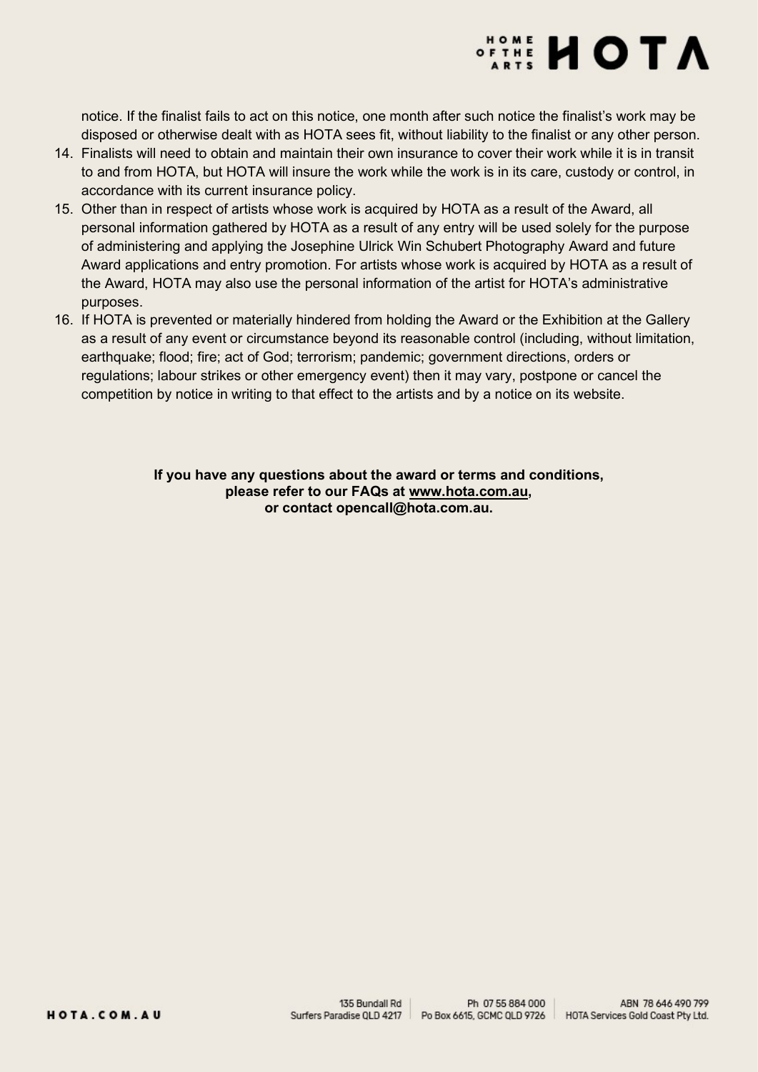notice. If the finalist fails to act on this notice, one month after such notice the finalist's work may be disposed or otherwise dealt with as HOTA sees fit, without liability to the finalist or any other person.

14. Finalists will need to obtain and maintain their own insurance to cover their work while it is in transit to and from HOTA, but HOTA will insure the work while the work is in its care, custody or control, in accordance with its current insurance policy.
15. Other than in respect of artists whose work is acquired by HOTA as a result of the Award, all personal information gathered by HOTA as a result of any entry will be used solely for the purpose of administering and applying the Josephine Ulrick Win Schubert Photography Award and future Award applications and entry promotion. For artists whose work is acquired by HOTA as a result of the Award, HOTA may also use the personal information of the artist for HOTA's administrative purposes.
16. If HOTA is prevented or materially hindered from holding the Award or the Exhibition at the Gallery as a result of any event or circumstance beyond its reasonable control (including, without limitation, earthquake; flood; fire; act of God; terrorism; pandemic; government directions, orders or regulations; labour strikes or other emergency event) then it may vary, postpone or cancel the competition by notice in writing to that effect to the artists and by a notice on its website.

**If you have any questions about the award or terms and conditions, please refer to our FAQs at www.hota.com.au, or contact opencall@hota.com.au.**